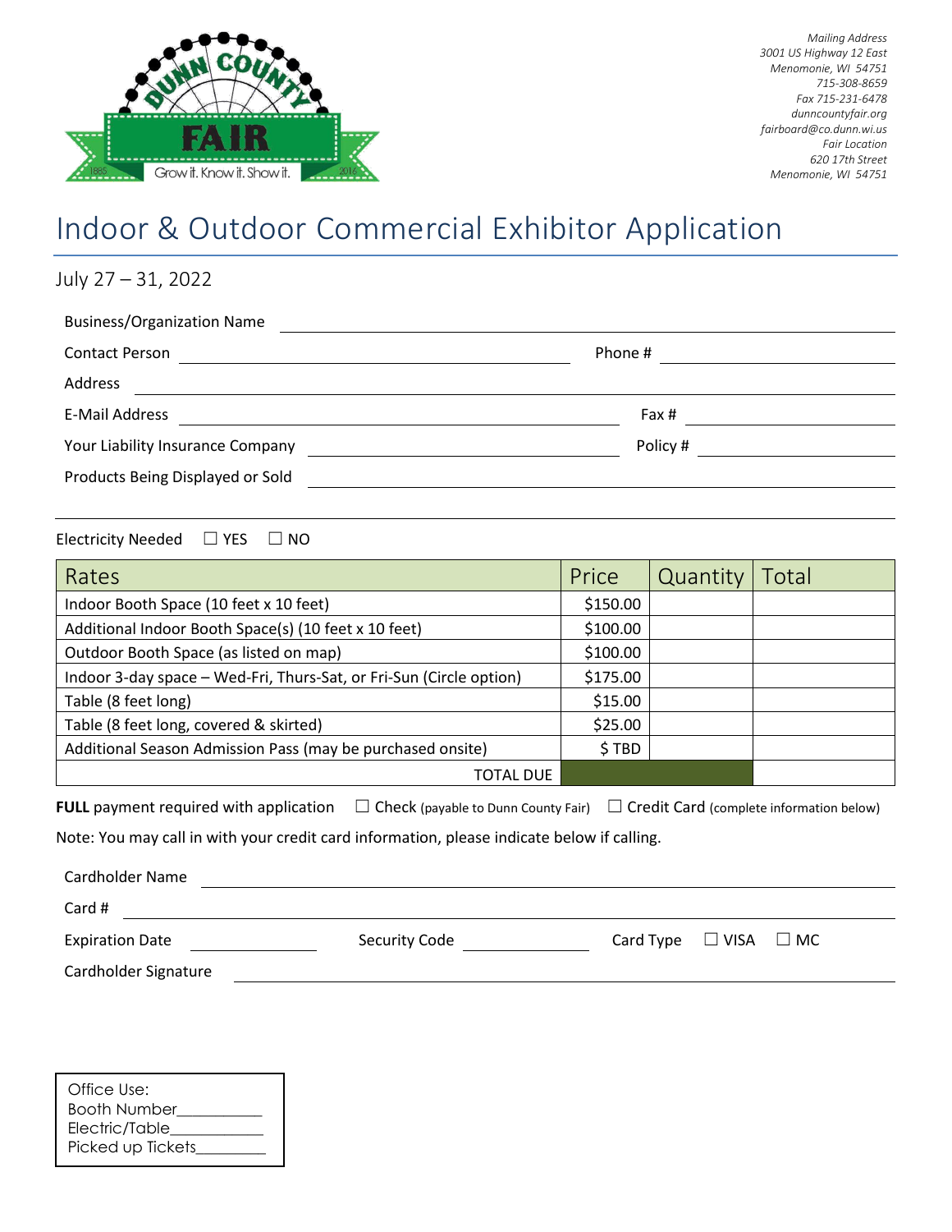Dunn County Fair

Grow it. Know it. Show it.

*Mailing Address*
*3001 US Highway 12 East*
*Menomonie, WI 54751*
*715-308-8659*
*Fax 715-231-6478*
*dunncountyfair.org*
*fairboard@co.dunn.wi.us*
*Fair Location*
*620 17th Street*
*Menomonie, WI 54751*

# Indoor & Outdoor Commercial Exhibitor Application

July 27 – 31, 2022

Business/Organization Name \_\_\_\_\_\_\_\_\_\_\_\_\_\_\_\_\_\_\_\_\_\_\_\_\_\_\_\_\_\_\_\_

Contact Person \_\_\_\_\_\_\_\_\_\_\_\_\_\_\_\_\_\_\_\_ Phone # \_\_\_\_\_\_\_\_\_\_\_\_\_\_

Address \_\_\_\_\_\_\_\_\_\_\_\_\_\_\_\_\_\_\_\_\_\_\_\_\_\_\_\_\_\_\_\_\_\_\_\_\_\_\_\_

E-Mail Address \_\_\_\_\_\_\_\_\_\_\_\_\_\_\_\_\_\_\_\_ Fax # \_\_\_\_\_\_\_\_\_\_\_\_\_\_

Your Liability Insurance Company \_\_\_\_\_\_\_\_\_\_\_\_\_\_\_\_ Policy # \_\_\_\_\_\_\_\_\_\_\_\_

Products Being Displayed or Sold \_\_\_\_\_\_\_\_\_\_\_\_\_\_\_\_\_\_\_\_\_\_\_\_\_\_\_\_

Electricity Needed ☐ YES ☐ NO

| Rates | Price | Quantity | Total |
|---|---|---|---|
| Indoor Booth Space (10 feet x 10 feet) | $150.00 | | |
| Additional Indoor Booth Space(s) (10 feet x 10 feet) | $100.00 | | |
| Outdoor Booth Space (as listed on map) | $100.00 | | |
| Indoor 3-day space – Wed-Fri, Thurs-Sat, or Fri-Sun (Circle option) | $175.00 | | |
| Table (8 feet long) | $15.00 | | |
| Table (8 feet long, covered & skirted) | $25.00 | | |
| Additional Season Admission Pass (may be purchased onsite) | $ TBD | | |
| TOTAL DUE | | | |

**FULL** payment required with application ☐ Check (payable to Dunn County Fair) ☐ Credit Card (complete information below)

Note: You may call in with your credit card information, please indicate below if calling.

Cardholder Name \_\_\_\_\_\_\_\_\_\_\_\_\_\_\_\_\_\_\_\_\_\_\_\_\_\_\_\_\_\_\_\_

Card # \_\_\_\_\_\_\_\_\_\_\_\_\_\_\_\_\_\_\_\_\_\_\_\_\_\_\_\_\_\_\_\_\_\_\_\_\_\_

Expiration Date \_\_\_\_\_\_\_\_\_\_ Security Code \_\_\_\_\_\_\_\_\_\_ Card Type ☐ VISA ☐ MC

Cardholder Signature \_\_\_\_\_\_\_\_\_\_\_\_\_\_\_\_\_\_\_\_\_\_\_\_\_\_\_\_\_\_\_\_

Office Use:
Booth Number\_\_\_\_\_\_\_\_\_\_
Electric/Table\_\_\_\_\_\_\_\_\_\_\_
Picked up Tickets\_\_\_\_\_\_\_\_\_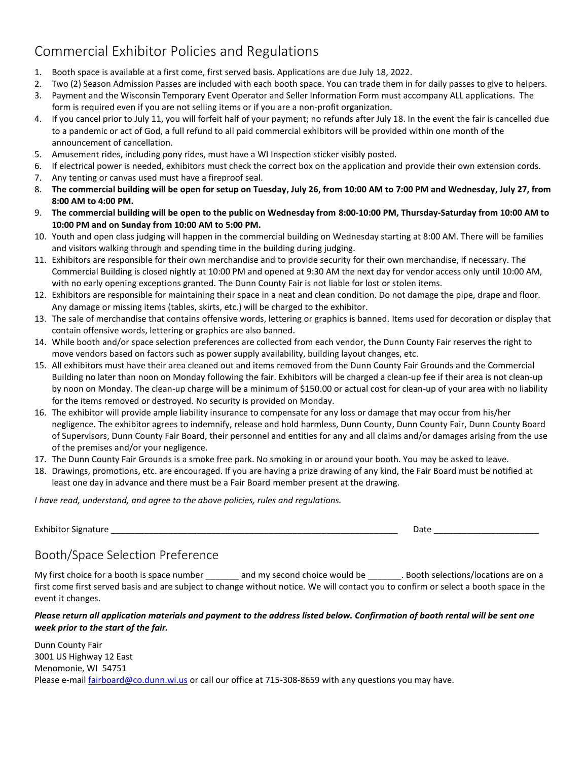## Commercial Exhibitor Policies and Regulations

1. Booth space is available at a first come, first served basis. Applications are due July 18, 2022.
2. Two (2) Season Admission Passes are included with each booth space. You can trade them in for daily passes to give to helpers.
3. Payment and the Wisconsin Temporary Event Operator and Seller Information Form must accompany ALL applications. The form is required even if you are not selling items or if you are a non-profit organization.
4. If you cancel prior to July 11, you will forfeit half of your payment; no refunds after July 18. In the event the fair is cancelled due to a pandemic or act of God, a full refund to all paid commercial exhibitors will be provided within one month of the announcement of cancellation.
5. Amusement rides, including pony rides, must have a WI Inspection sticker visibly posted.
6. If electrical power is needed, exhibitors must check the correct box on the application and provide their own extension cords.
7. Any tenting or canvas used must have a fireproof seal.
8. **The commercial building will be open for setup on Tuesday, July 26, from 10:00 AM to 7:00 PM and Wednesday, July 27, from 8:00 AM to 4:00 PM.**
9. **The commercial building will be open to the public on Wednesday from 8:00-10:00 PM, Thursday-Saturday from 10:00 AM to 10:00 PM and on Sunday from 10:00 AM to 5:00 PM.**
10. Youth and open class judging will happen in the commercial building on Wednesday starting at 8:00 AM. There will be families and visitors walking through and spending time in the building during judging.
11. Exhibitors are responsible for their own merchandise and to provide security for their own merchandise, if necessary. The Commercial Building is closed nightly at 10:00 PM and opened at 9:30 AM the next day for vendor access only until 10:00 AM, with no early opening exceptions granted. The Dunn County Fair is not liable for lost or stolen items.
12. Exhibitors are responsible for maintaining their space in a neat and clean condition. Do not damage the pipe, drape and floor. Any damage or missing items (tables, skirts, etc.) will be charged to the exhibitor.
13. The sale of merchandise that contains offensive words, lettering or graphics is banned. Items used for decoration or display that contain offensive words, lettering or graphics are also banned.
14. While booth and/or space selection preferences are collected from each vendor, the Dunn County Fair reserves the right to move vendors based on factors such as power supply availability, building layout changes, etc.
15. All exhibitors must have their area cleaned out and items removed from the Dunn County Fair Grounds and the Commercial Building no later than noon on Monday following the fair. Exhibitors will be charged a clean-up fee if their area is not clean-up by noon on Monday. The clean-up charge will be a minimum of $150.00 or actual cost for clean-up of your area with no liability for the items removed or destroyed. No security is provided on Monday.
16. The exhibitor will provide ample liability insurance to compensate for any loss or damage that may occur from his/her negligence. The exhibitor agrees to indemnify, release and hold harmless, Dunn County, Dunn County Fair, Dunn County Board of Supervisors, Dunn County Fair Board, their personnel and entities for any and all claims and/or damages arising from the use of the premises and/or your negligence.
17. The Dunn County Fair Grounds is a smoke free park. No smoking in or around your booth. You may be asked to leave.
18. Drawings, promotions, etc. are encouraged. If you are having a prize drawing of any kind, the Fair Board must be notified at least one day in advance and there must be a Fair Board member present at the drawing.

*I have read, understand, and agree to the above policies, rules and regulations.*

Exhibitor Signature ____________________________________________________________ Date _____________________

## Booth/Space Selection Preference

My first choice for a booth is space number _______ and my second choice would be _______. Booth selections/locations are on a first come first served basis and are subject to change without notice. We will contact you to confirm or select a booth space in the event it changes.

***Please return all application materials and payment to the address listed below. Confirmation of booth rental will be sent one week prior to the start of the fair.***

Dunn County Fair
3001 US Highway 12 East
Menomonie, WI 54751
Please e-mail fairboard@co.dunn.wi.us or call our office at 715-308-8659 with any questions you may have.